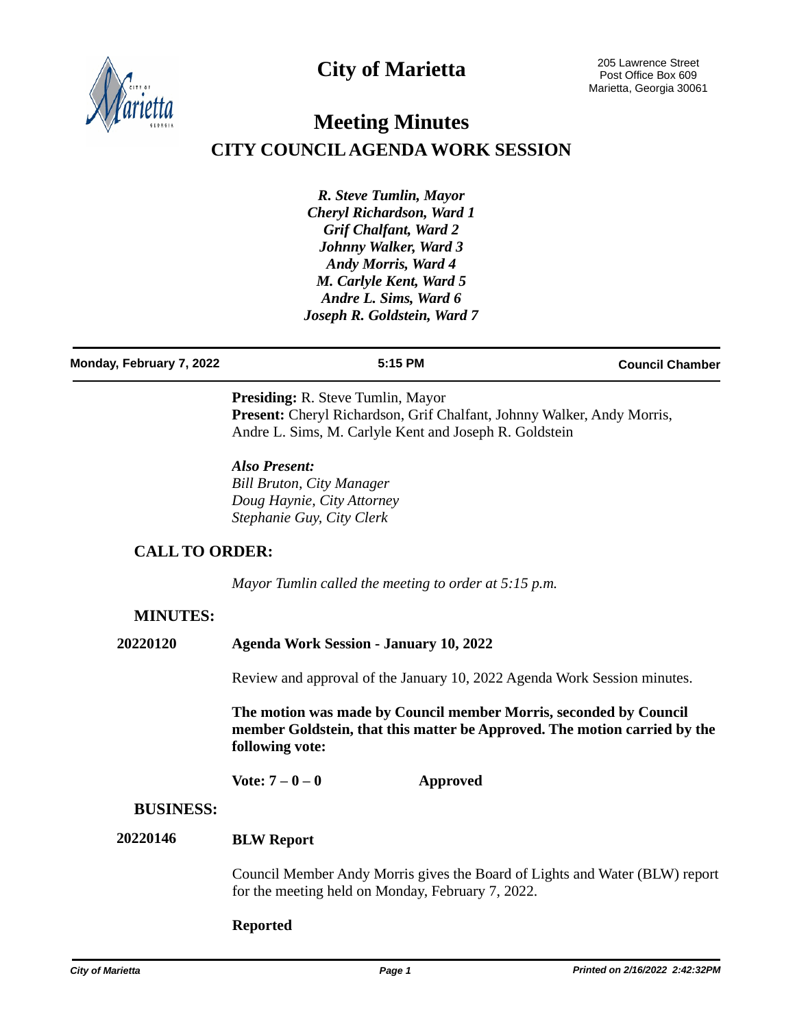# City of Marietta

205 Lawrence Street
Post Office Box 609
Marietta, Georgia 30061

# Meeting Minutes

## CITY COUNCIL AGENDA WORK SESSION

***R. Steve Tumlin, Mayor***
***Cheryl Richardson, Ward 1***
***Grif Chalfant, Ward 2***
***Johnny Walker, Ward 3***
***Andy Morris, Ward 4***
***M. Carlyle Kent, Ward 5***
***Andre L. Sims, Ward 6***
***Joseph R. Goldstein, Ward 7***

**Monday, February 7, 2022** **5:15 PM** **Council Chamber**

**Presiding:** R. Steve Tumlin, Mayor
**Present:** Cheryl Richardson, Grif Chalfant, Johnny Walker, Andy Morris, Andre L. Sims, M. Carlyle Kent and Joseph R. Goldstein

***Also Present:***
*Bill Bruton, City Manager*
*Doug Haynie, City Attorney*
*Stephanie Guy, City Clerk*

## CALL TO ORDER:

*Mayor Tumlin called the meeting to order at 5:15 p.m.*

## MINUTES:

**20220120** **Agenda Work Session - January 10, 2022**

Review and approval of the January 10, 2022 Agenda Work Session minutes.

**The motion was made by Council member Morris, seconded by Council member Goldstein, that this matter be Approved. The motion carried by the following vote:**

**Vote: 7 – 0 – 0** **Approved**

## BUSINESS:

**20220146** **BLW Report**

Council Member Andy Morris gives the Board of Lights and Water (BLW) report for the meeting held on Monday, February 7, 2022.

**Reported**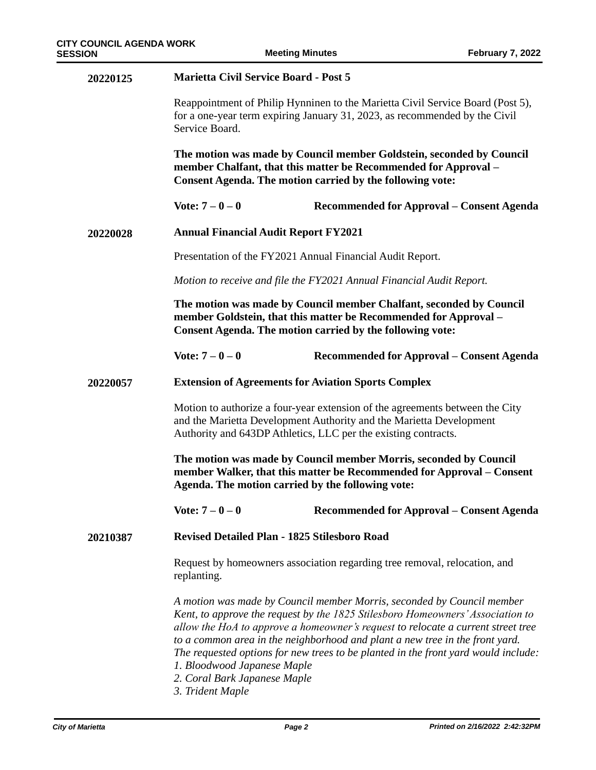**20220125** **Marietta Civil Service Board - Post 5**

Reappointment of Philip Hynninen to the Marietta Civil Service Board (Post 5), for a one-year term expiring January 31, 2023, as recommended by the Civil Service Board.

**The motion was made by Council member Goldstein, seconded by Council member Chalfant, that this matter be Recommended for Approval – Consent Agenda. The motion carried by the following vote:**

**Vote: 7 – 0 – 0** **Recommended for Approval – Consent Agenda**

**20220028** **Annual Financial Audit Report FY2021**

Presentation of the FY2021 Annual Financial Audit Report.

*Motion to receive and file the FY2021 Annual Financial Audit Report.*

**The motion was made by Council member Chalfant, seconded by Council member Goldstein, that this matter be Recommended for Approval – Consent Agenda. The motion carried by the following vote:**

**Vote: 7 – 0 – 0** **Recommended for Approval – Consent Agenda**

**20220057** **Extension of Agreements for Aviation Sports Complex**

Motion to authorize a four-year extension of the agreements between the City and the Marietta Development Authority and the Marietta Development Authority and 643DP Athletics, LLC per the existing contracts.

**The motion was made by Council member Morris, seconded by Council member Walker, that this matter be Recommended for Approval – Consent Agenda. The motion carried by the following vote:**

**Vote: 7 – 0 – 0** **Recommended for Approval – Consent Agenda**

**20210387** **Revised Detailed Plan - 1825 Stilesboro Road**

Request by homeowners association regarding tree removal, relocation, and replanting.

*A motion was made by Council member Morris, seconded by Council member Kent, to approve the request by the 1825 Stilesboro Homeowners' Association to allow the HoA to approve a homeowner's request to relocate a current street tree to a common area in the neighborhood and plant a new tree in the front yard. The requested options for new trees to be planted in the front yard would include:*
*1. Bloodwood Japanese Maple*
*2. Coral Bark Japanese Maple*
*3. Trident Maple*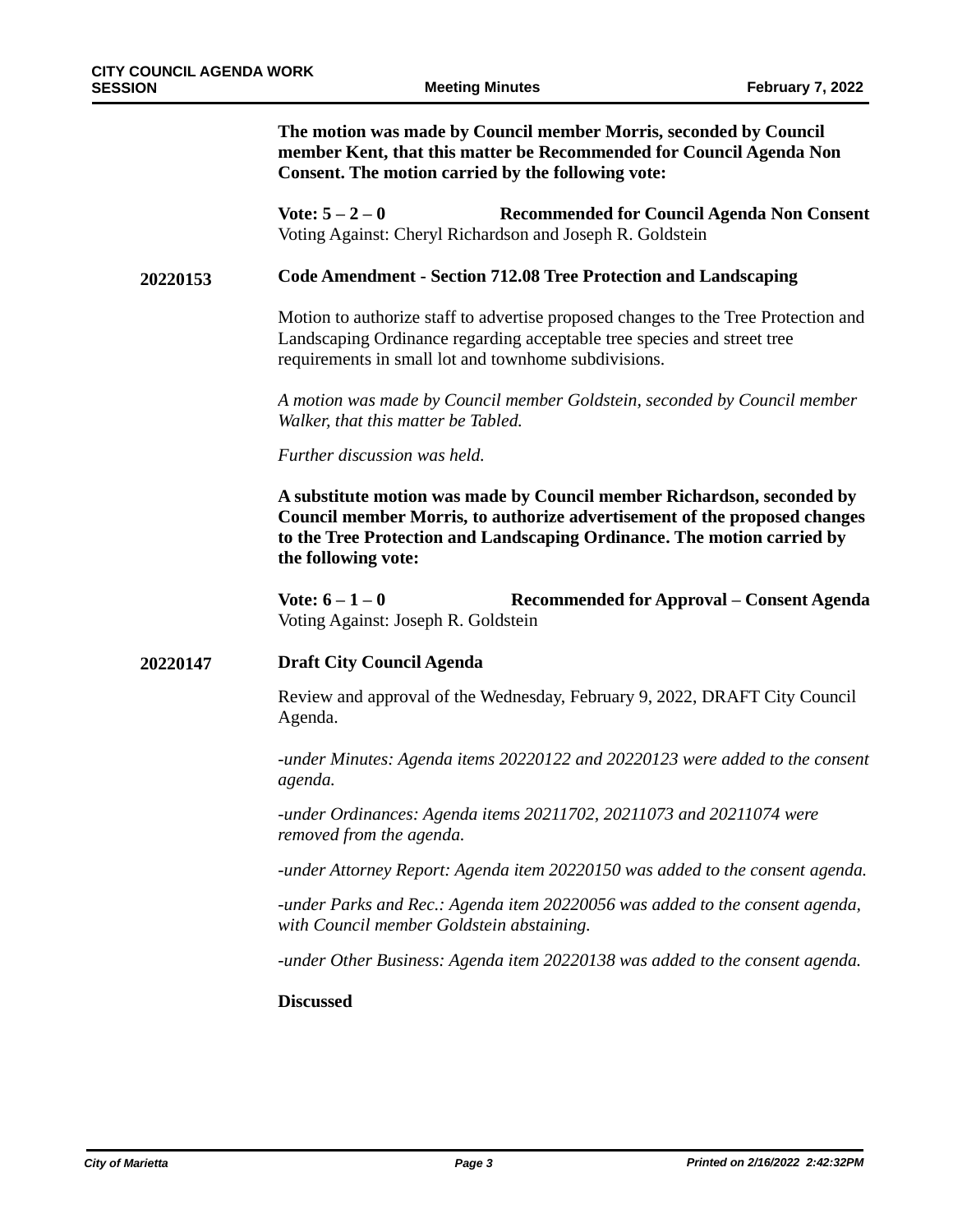**The motion was made by Council member Morris, seconded by Council member Kent, that this matter be Recommended for Council Agenda Non Consent. The motion carried by the following vote:**

**Vote: 5 – 2 – 0** **Recommended for Council Agenda Non Consent**
Voting Against: Cheryl Richardson and Joseph R. Goldstein

**20220153** **Code Amendment - Section 712.08 Tree Protection and Landscaping**

Motion to authorize staff to advertise proposed changes to the Tree Protection and Landscaping Ordinance regarding acceptable tree species and street tree requirements in small lot and townhome subdivisions.

*A motion was made by Council member Goldstein, seconded by Council member Walker, that this matter be Tabled.*

*Further discussion was held.*

**A substitute motion was made by Council member Richardson, seconded by Council member Morris, to authorize advertisement of the proposed changes to the Tree Protection and Landscaping Ordinance. The motion carried by the following vote:**

**Vote: 6 – 1 – 0** **Recommended for Approval – Consent Agenda**
Voting Against: Joseph R. Goldstein

**20220147** **Draft City Council Agenda**

Review and approval of the Wednesday, February 9, 2022, DRAFT City Council Agenda.

*-under Minutes: Agenda items 20220122 and 20220123 were added to the consent agenda.*

*-under Ordinances: Agenda items 20211702, 20211073 and 20211074 were removed from the agenda.*

*-under Attorney Report: Agenda item 20220150 was added to the consent agenda.*

*-under Parks and Rec.: Agenda item 20220056 was added to the consent agenda, with Council member Goldstein abstaining.*

*-under Other Business: Agenda item 20220138 was added to the consent agenda.*

**Discussed**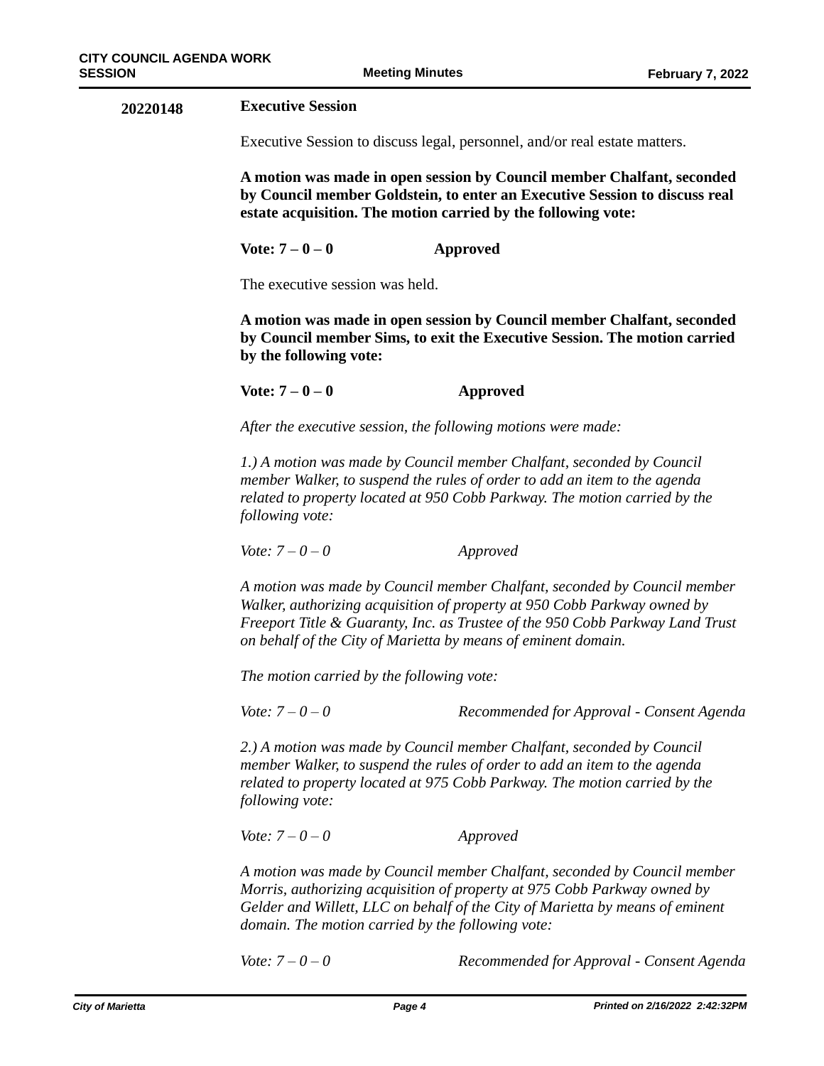**20220148** **Executive Session**

Executive Session to discuss legal, personnel, and/or real estate matters.

**A motion was made in open session by Council member Chalfant, seconded by Council member Goldstein, to enter an Executive Session to discuss real estate acquisition. The motion carried by the following vote:**

**Vote: 7 – 0 – 0** **Approved**

The executive session was held.

**A motion was made in open session by Council member Chalfant, seconded by Council member Sims, to exit the Executive Session. The motion carried by the following vote:**

**Vote: 7 – 0 – 0** **Approved**

*After the executive session, the following motions were made:*

*1.) A motion was made by Council member Chalfant, seconded by Council member Walker, to suspend the rules of order to add an item to the agenda related to property located at 950 Cobb Parkway. The motion carried by the following vote:*

*Vote: 7 – 0 – 0* *Approved*

*A motion was made by Council member Chalfant, seconded by Council member Walker, authorizing acquisition of property at 950 Cobb Parkway owned by Freeport Title & Guaranty, Inc. as Trustee of the 950 Cobb Parkway Land Trust on behalf of the City of Marietta by means of eminent domain.*

*The motion carried by the following vote:*

*Vote: 7 – 0 – 0* *Recommended for Approval - Consent Agenda*

*2.) A motion was made by Council member Chalfant, seconded by Council member Walker, to suspend the rules of order to add an item to the agenda related to property located at 975 Cobb Parkway. The motion carried by the following vote:*

*Vote: 7 – 0 – 0* *Approved*

*A motion was made by Council member Chalfant, seconded by Council member Morris, authorizing acquisition of property at 975 Cobb Parkway owned by Gelder and Willett, LLC on behalf of the City of Marietta by means of eminent domain. The motion carried by the following vote:*

*Vote: 7 – 0 – 0* *Recommended for Approval - Consent Agenda*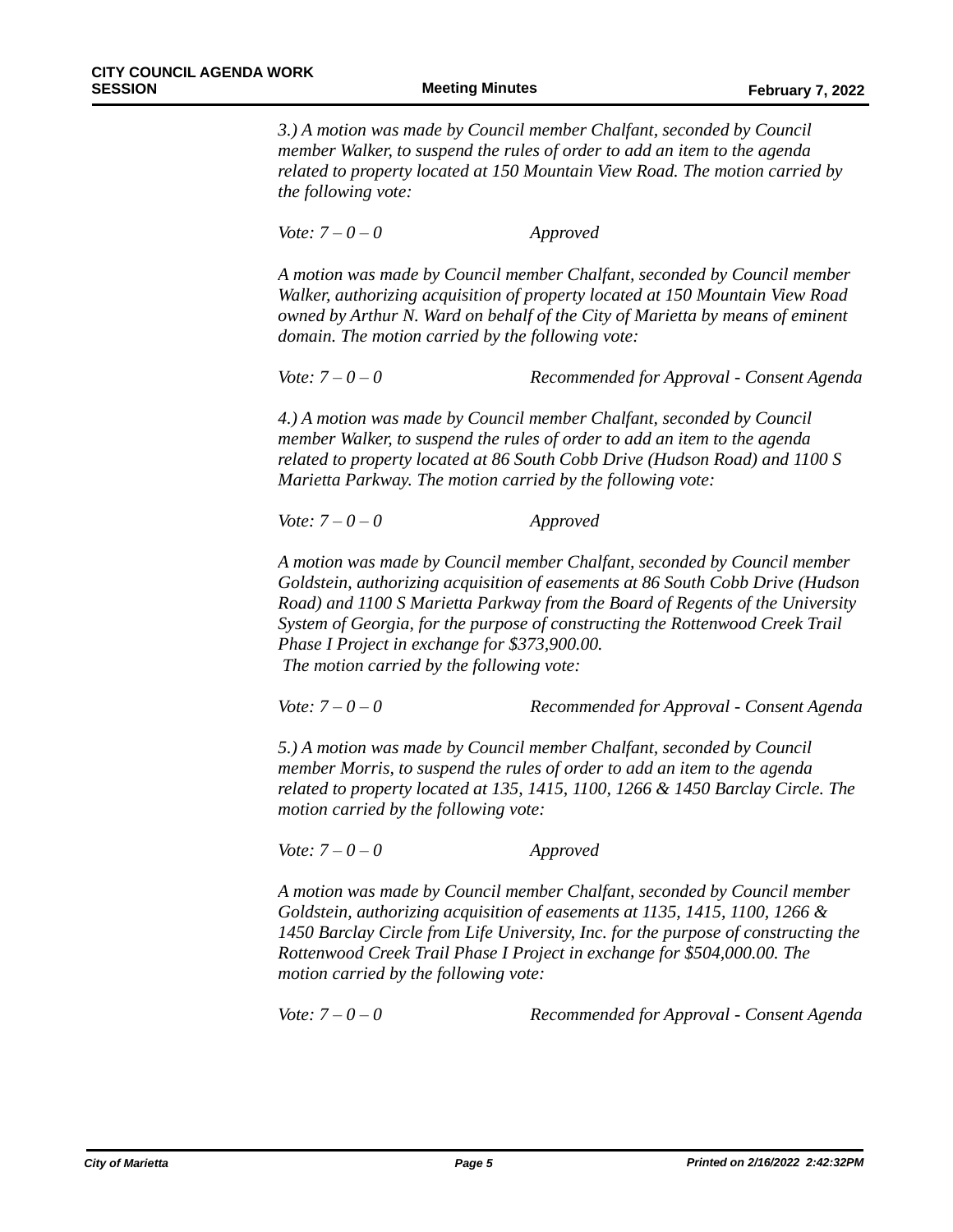*3.) A motion was made by Council member Chalfant, seconded by Council member Walker, to suspend the rules of order to add an item to the agenda related to property located at 150 Mountain View Road. The motion carried by the following vote:*

*Vote: 7 – 0 – 0* *Approved*

*A motion was made by Council member Chalfant, seconded by Council member Walker, authorizing acquisition of property located at 150 Mountain View Road owned by Arthur N. Ward on behalf of the City of Marietta by means of eminent domain. The motion carried by the following vote:*

*Vote: 7 – 0 – 0* *Recommended for Approval - Consent Agenda*

*4.) A motion was made by Council member Chalfant, seconded by Council member Walker, to suspend the rules of order to add an item to the agenda related to property located at 86 South Cobb Drive (Hudson Road) and 1100 S Marietta Parkway. The motion carried by the following vote:*

*Vote: 7 – 0 – 0* *Approved*

*A motion was made by Council member Chalfant, seconded by Council member Goldstein, authorizing acquisition of easements at 86 South Cobb Drive (Hudson Road) and 1100 S Marietta Parkway from the Board of Regents of the University System of Georgia, for the purpose of constructing the Rottenwood Creek Trail Phase I Project in exchange for $373,900.00.*
*The motion carried by the following vote:*

*Vote: 7 – 0 – 0* *Recommended for Approval - Consent Agenda*

*5.) A motion was made by Council member Chalfant, seconded by Council member Morris, to suspend the rules of order to add an item to the agenda related to property located at 135, 1415, 1100, 1266 & 1450 Barclay Circle. The motion carried by the following vote:*

*Vote: 7 – 0 – 0* *Approved*

*A motion was made by Council member Chalfant, seconded by Council member Goldstein, authorizing acquisition of easements at 1135, 1415, 1100, 1266 & 1450 Barclay Circle from Life University, Inc. for the purpose of constructing the Rottenwood Creek Trail Phase I Project in exchange for $504,000.00. The motion carried by the following vote:*

*Vote: 7 – 0 – 0* *Recommended for Approval - Consent Agenda*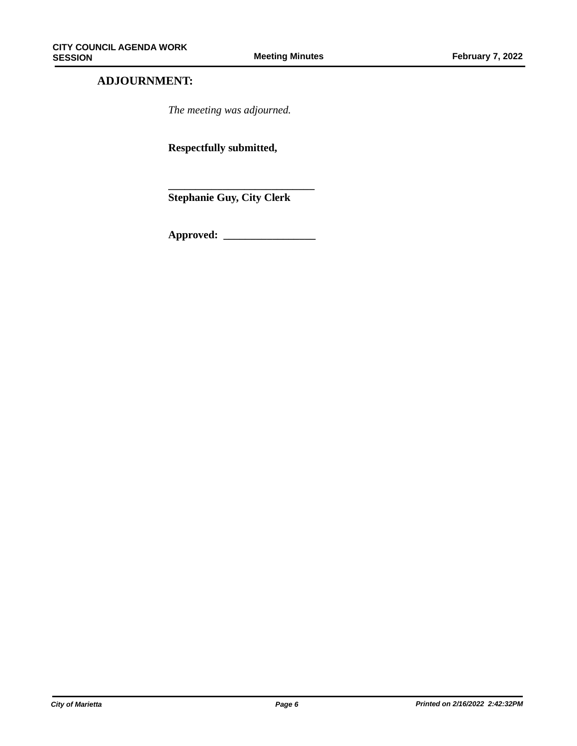## ADJOURNMENT:

*The meeting was adjourned.*

**Respectfully submitted,**

**___________________________**
**Stephanie Guy, City Clerk**

**Approved: _________________**